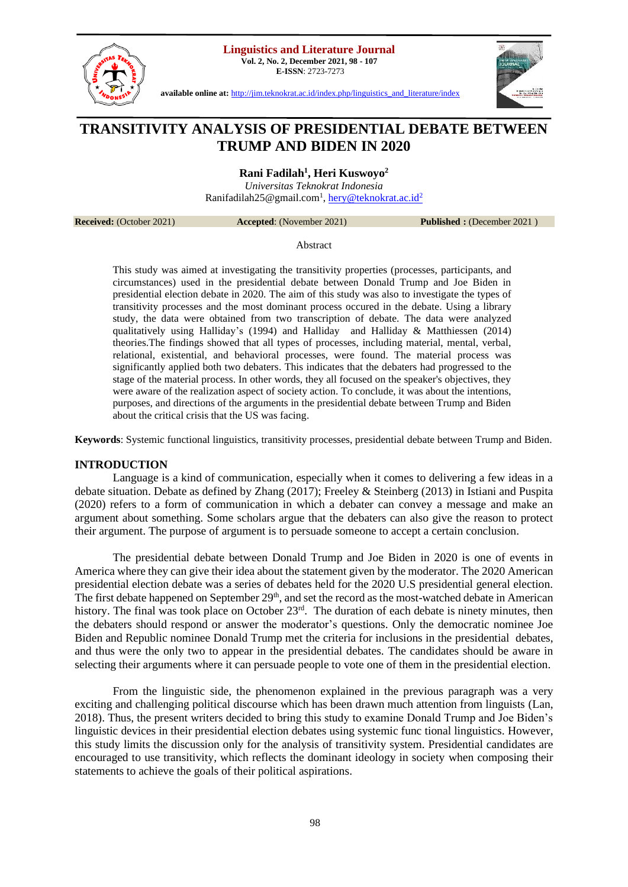# TRANSITIVITY ANALYSIS OF PRESIDENTIAL DEBATE BETWEEN TRUMP AND BIDEN IN 2020

**Rani Fadilah[1], Heri Kuswoyo[2]**

*Universitas Teknokrat Indonesia*

Ranifadilah25@gmail.com[1], hery@teknokrat.ac.id[2]

**Received:** (October 2021) **Accepted**: (November 2021) **Published :** (December 2021 )

Abstract

This study was aimed at investigating the transitivity properties (processes, participants, and circumstances) used in the presidential debate between Donald Trump and Joe Biden in presidential election debate in 2020. The aim of this study was also to investigate the types of transitivity processes and the most dominant process occured in the debate. Using a library study, the data were obtained from two transcription of debate. The data were analyzed qualitatively using Halliday's (1994) and Halliday and Halliday & Matthiessen (2014) theories.The findings showed that all types of processes, including material, mental, verbal, relational, existential, and behavioral processes, were found. The material process was significantly applied both two debaters. This indicates that the debaters had progressed to the stage of the material process. In other words, they all focused on the speaker's objectives, they were aware of the realization aspect of society action. To conclude, it was about the intentions, purposes, and directions of the arguments in the presidential debate between Trump and Biden about the critical crisis that the US was facing.

**Keywords**: Systemic functional linguistics, transitivity processes, presidential debate between Trump and Biden.

## INTRODUCTION

Language is a kind of communication, especially when it comes to delivering a few ideas in a debate situation. Debate as defined by Zhang (2017); Freeley & Steinberg (2013) in Istiani and Puspita (2020) refers to a form of communication in which a debater can convey a message and make an argument about something. Some scholars argue that the debaters can also give the reason to protect their argument. The purpose of argument is to persuade someone to accept a certain conclusion.

The presidential debate between Donald Trump and Joe Biden in 2020 is one of events in America where they can give their idea about the statement given by the moderator. The 2020 American presidential election debate was a series of debates held for the 2020 U.S presidential general election. The first debate happened on September 29th, and set the record as the most-watched debate in American history. The final was took place on October 23rd. The duration of each debate is ninety minutes, then the debaters should respond or answer the moderator's questions. Only the democratic nominee Joe Biden and Republic nominee Donald Trump met the criteria for inclusions in the presidential debates, and thus were the only two to appear in the presidential debates. The candidates should be aware in selecting their arguments where it can persuade people to vote one of them in the presidential election.

From the linguistic side, the phenomenon explained in the previous paragraph was a very exciting and challenging political discourse which has been drawn much attention from linguists (Lan, 2018). Thus, the present writers decided to bring this study to examine Donald Trump and Joe Biden's linguistic devices in their presidential election debates using systemic func tional linguistics. However, this study limits the discussion only for the analysis of transitivity system. Presidential candidates are encouraged to use transitivity, which reflects the dominant ideology in society when composing their statements to achieve the goals of their political aspirations.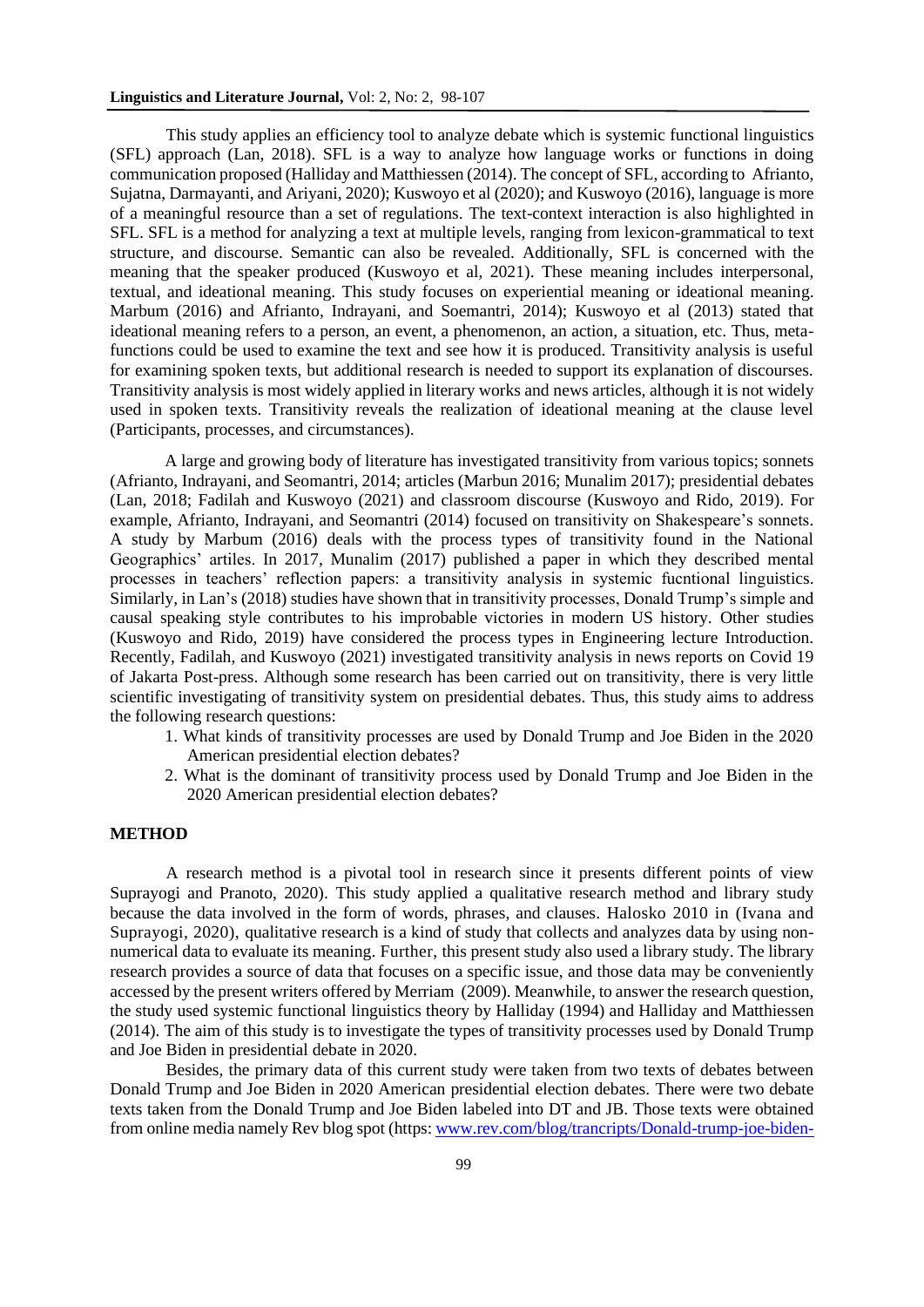This study applies an efficiency tool to analyze debate which is systemic functional linguistics (SFL) approach (Lan, 2018). SFL is a way to analyze how language works or functions in doing communication proposed (Halliday and Matthiessen (2014). The concept of SFL, according to Afrianto, Sujatna, Darmayanti, and Ariyani, 2020); Kuswoyo et al (2020); and Kuswoyo (2016), language is more of a meaningful resource than a set of regulations. The text-context interaction is also highlighted in SFL. SFL is a method for analyzing a text at multiple levels, ranging from lexicon-grammatical to text structure, and discourse. Semantic can also be revealed. Additionally, SFL is concerned with the meaning that the speaker produced (Kuswoyo et al, 2021). These meaning includes interpersonal, textual, and ideational meaning. This study focuses on experiential meaning or ideational meaning. Marbum (2016) and Afrianto, Indrayani, and Soemantri, 2014); Kuswoyo et al (2013) stated that ideational meaning refers to a person, an event, a phenomenon, an action, a situation, etc. Thus, meta-functions could be used to examine the text and see how it is produced. Transitivity analysis is useful for examining spoken texts, but additional research is needed to support its explanation of discourses. Transitivity analysis is most widely applied in literary works and news articles, although it is not widely used in spoken texts. Transitivity reveals the realization of ideational meaning at the clause level (Participants, processes, and circumstances).

A large and growing body of literature has investigated transitivity from various topics; sonnets (Afrianto, Indrayani, and Seomantri, 2014; articles (Marbun 2016; Munalim 2017); presidential debates (Lan, 2018; Fadilah and Kuswoyo (2021) and classroom discourse (Kuswoyo and Rido, 2019). For example, Afrianto, Indrayani, and Seomantri (2014) focused on transitivity on Shakespeare's sonnets. A study by Marbum (2016) deals with the process types of transitivity found in the National Geographics' artiles. In 2017, Munalim (2017) published a paper in which they described mental processes in teachers' reflection papers: a transitivity analysis in systemic fucntional linguistics. Similarly, in Lan's (2018) studies have shown that in transitivity processes, Donald Trump's simple and causal speaking style contributes to his improbable victories in modern US history. Other studies (Kuswoyo and Rido, 2019) have considered the process types in Engineering lecture Introduction. Recently, Fadilah, and Kuswoyo (2021) investigated transitivity analysis in news reports on Covid 19 of Jakarta Post-press. Although some research has been carried out on transitivity, there is very little scientific investigating of transitivity system on presidential debates. Thus, this study aims to address the following research questions:

1. What kinds of transitivity processes are used by Donald Trump and Joe Biden in the 2020 American presidential election debates?
2. What is the dominant of transitivity process used by Donald Trump and Joe Biden in the 2020 American presidential election debates?

## METHOD

A research method is a pivotal tool in research since it presents different points of view Suprayogi and Pranoto, 2020). This study applied a qualitative research method and library study because the data involved in the form of words, phrases, and clauses. Halosko 2010 in (Ivana and Suprayogi, 2020), qualitative research is a kind of study that collects and analyzes data by using non-numerical data to evaluate its meaning. Further, this present study also used a library study. The library research provides a source of data that focuses on a specific issue, and those data may be conveniently accessed by the present writers offered by Merriam (2009). Meanwhile, to answer the research question, the study used systemic functional linguistics theory by Halliday (1994) and Halliday and Matthiessen (2014). The aim of this study is to investigate the types of transitivity processes used by Donald Trump and Joe Biden in presidential debate in 2020.

Besides, the primary data of this current study were taken from two texts of debates between Donald Trump and Joe Biden in 2020 American presidential election debates. There were two debate texts taken from the Donald Trump and Joe Biden labeled into DT and JB. Those texts were obtained from online media namely Rev blog spot (https: www.rev.com/blog/trancripts/Donald-trump-joe-biden-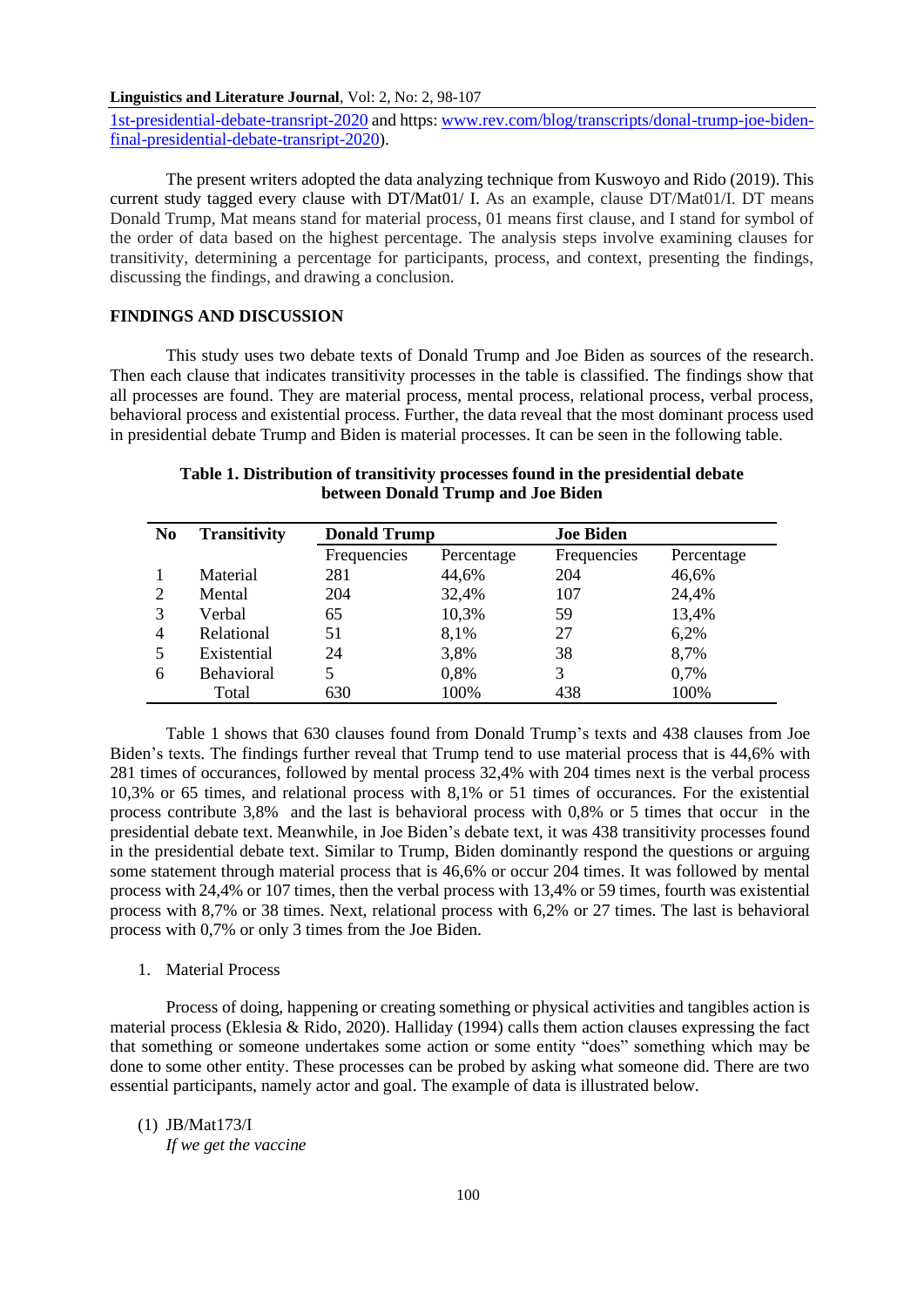1st-presidential-debate-transript-2020 and https: www.rev.com/blog/transcripts/donal-trump-joe-biden-final-presidential-debate-transript-2020).

The present writers adopted the data analyzing technique from Kuswoyo and Rido (2019). This current study tagged every clause with DT/Mat01/ I. As an example, clause DT/Mat01/I. DT means Donald Trump, Mat means stand for material process, 01 means first clause, and I stand for symbol of the order of data based on the highest percentage. The analysis steps involve examining clauses for transitivity, determining a percentage for participants, process, and context, presenting the findings, discussing the findings, and drawing a conclusion.

## FINDINGS AND DISCUSSION

This study uses two debate texts of Donald Trump and Joe Biden as sources of the research. Then each clause that indicates transitivity processes in the table is classified. The findings show that all processes are found. They are material process, mental process, relational process, verbal process, behavioral process and existential process. Further, the data reveal that the most dominant process used in presidential debate Trump and Biden is material processes. It can be seen in the following table.

**Table 1. Distribution of transitivity processes found in the presidential debate between Donald Trump and Joe Biden**

| No | Transitivity | Donald Trump | | Joe Biden | |
|---|---|---|---|---|---|
| | | Frequencies | Percentage | Frequencies | Percentage |
| 1 | Material | 281 | 44,6% | 204 | 46,6% |
| 2 | Mental | 204 | 32,4% | 107 | 24,4% |
| 3 | Verbal | 65 | 10,3% | 59 | 13,4% |
| 4 | Relational | 51 | 8,1% | 27 | 6,2% |
| 5 | Existential | 24 | 3,8% | 38 | 8,7% |
| 6 | Behavioral | 5 | 0,8% | 3 | 0,7% |
| | Total | 630 | 100% | 438 | 100% |

Table 1 shows that 630 clauses found from Donald Trump's texts and 438 clauses from Joe Biden's texts. The findings further reveal that Trump tend to use material process that is 44,6% with 281 times of occurances, followed by mental process 32,4% with 204 times next is the verbal process 10,3% or 65 times, and relational process with 8,1% or 51 times of occurances. For the existential process contribute 3,8% and the last is behavioral process with 0,8% or 5 times that occur in the presidential debate text. Meanwhile, in Joe Biden's debate text, it was 438 transitivity processes found in the presidential debate text. Similar to Trump, Biden dominantly respond the questions or arguing some statement through material process that is 46,6% or occur 204 times. It was followed by mental process with 24,4% or 107 times, then the verbal process with 13,4% or 59 times, fourth was existential process with 8,7% or 38 times. Next, relational process with 6,2% or 27 times. The last is behavioral process with 0,7% or only 3 times from the Joe Biden.

1. Material Process

Process of doing, happening or creating something or physical activities and tangibles action is material process (Eklesia & Rido, 2020). Halliday (1994) calls them action clauses expressing the fact that something or someone undertakes some action or some entity "does" something which may be done to some other entity. These processes can be probed by asking what someone did. There are two essential participants, namely actor and goal. The example of data is illustrated below.

(1) JB/Mat173/I
*If we get the vaccine*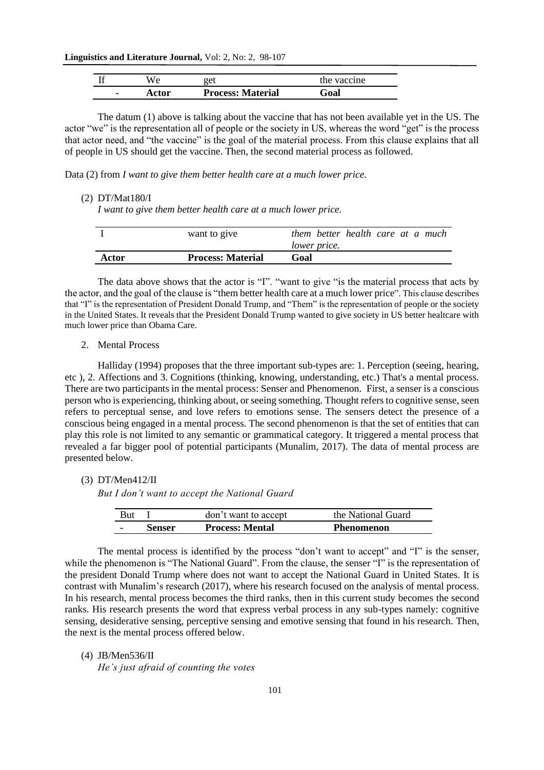| If | We | get | the vaccine |
|---|---|---|---|
| - | **Actor** | **Process: Material** | **Goal** |

The datum (1) above is talking about the vaccine that has not been available yet in the US. The actor "we" is the representation all of people or the society in US, whereas the word "get" is the process that actor need, and "the vaccine" is the goal of the material process. From this clause explains that all of people in US should get the vaccine. Then, the second material process as followed.

Data (2) from *I want to give them better health care at a much lower price.*

(2) DT/Mat180/I
*I want to give them better health care at a much lower price.*

| I | want to give | *them better health care at a much lower price.* |
|---|---|---|
| **Actor** | **Process: Material** | **Goal** |

The data above shows that the actor is "I". "want to give "is the material process that acts by the actor, and the goal of the clause is "them better health care at a much lower price". This clause describes that "I" is the representation of President Donald Trump, and "Them" is the representation of people or the society in the United States. It reveals that the President Donald Trump wanted to give society in US better healtcare with much lower price than Obama Care.

2. Mental Process

Halliday (1994) proposes that the three important sub-types are: 1. Perception (seeing, hearing, etc ), 2. Affections and 3. Cognitions (thinking, knowing, understanding, etc.) That's a mental process. There are two participants in the mental process: Senser and Phenomenon. First, a senser is a conscious person who is experiencing, thinking about, or seeing something. Thought refers to cognitive sense, seen refers to perceptual sense, and love refers to emotions sense. The sensers detect the presence of a conscious being engaged in a mental process. The second phenomenon is that the set of entities that can play this role is not limited to any semantic or grammatical category. It triggered a mental process that revealed a far bigger pool of potential participants (Munalim, 2017). The data of mental process are presented below.

(3) DT/Men412/II
*But I don't want to accept the National Guard*

| But | I | don't want to accept | the National Guard |
|---|---|---|---|
| - | **Senser** | **Process: Mental** | **Phenomenon** |

The mental process is identified by the process "don't want to accept" and "I" is the senser, while the phenomenon is "The National Guard". From the clause, the senser "I" is the representation of the president Donald Trump where does not want to accept the National Guard in United States. It is contrast with Munalim's research (2017), where his research focused on the analysis of mental process. In his research, mental process becomes the third ranks, then in this current study becomes the second ranks. His research presents the word that express verbal process in any sub-types namely: cognitive sensing, desiderative sensing, perceptive sensing and emotive sensing that found in his research. Then, the next is the mental process offered below.

(4) JB/Men536/II
*He's just afraid of counting the votes*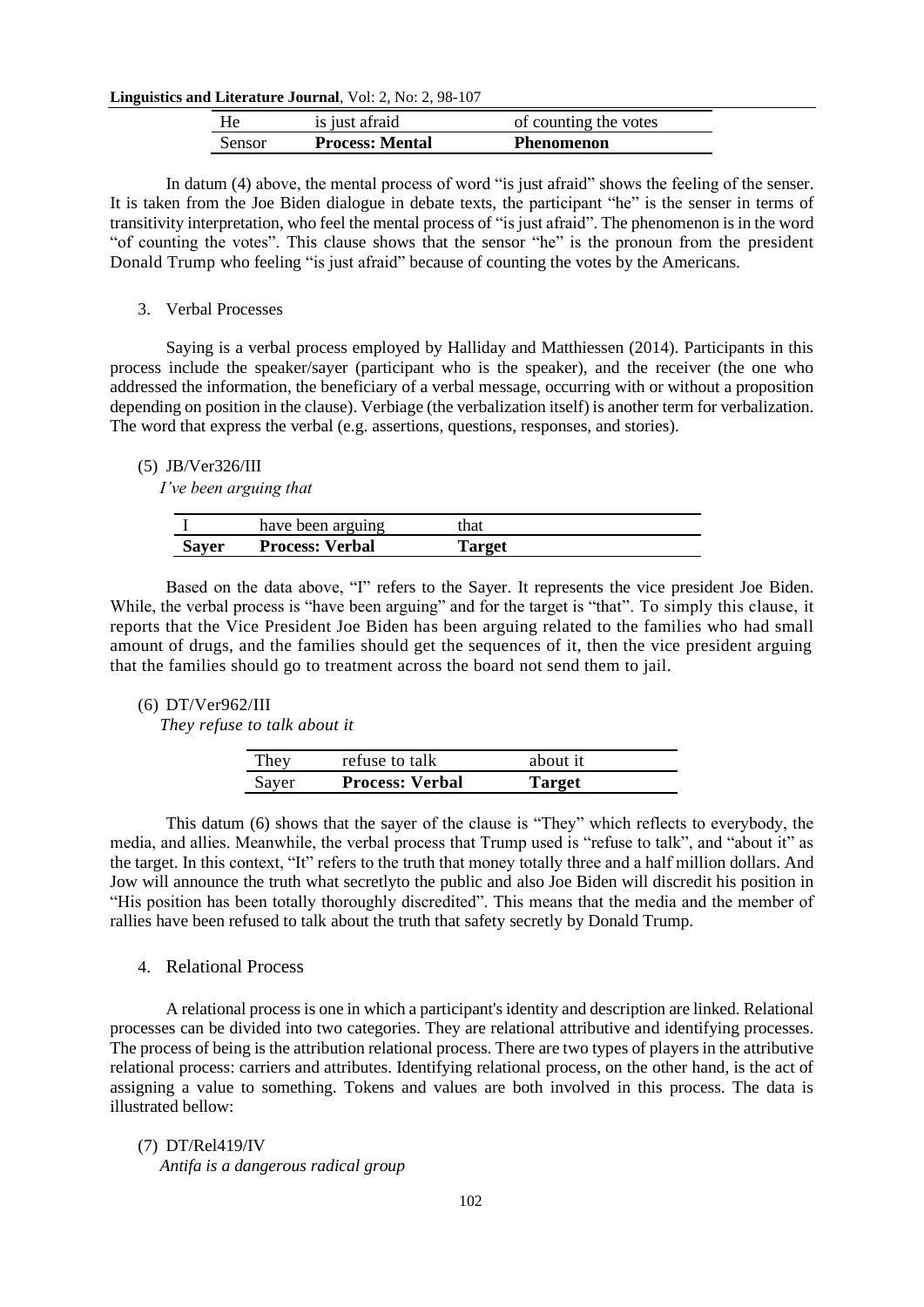| He | is just afraid | of counting the votes |
|---|---|---|
| Sensor | **Process: Mental** | **Phenomenon** |

In datum (4) above, the mental process of word "is just afraid" shows the feeling of the senser. It is taken from the Joe Biden dialogue in debate texts, the participant "he" is the senser in terms of transitivity interpretation, who feel the mental process of "is just afraid". The phenomenon is in the word "of counting the votes". This clause shows that the sensor "he" is the pronoun from the president Donald Trump who feeling "is just afraid" because of counting the votes by the Americans.

3. Verbal Processes

Saying is a verbal process employed by Halliday and Matthiessen (2014). Participants in this process include the speaker/sayer (participant who is the speaker), and the receiver (the one who addressed the information, the beneficiary of a verbal message, occurring with or without a proposition depending on position in the clause). Verbiage (the verbalization itself) is another term for verbalization. The word that express the verbal (e.g. assertions, questions, responses, and stories).

(5) JB/Ver326/III
*I've been arguing that*

| I | have been arguing | that |
|---|---|---|
| **Sayer** | **Process: Verbal** | **Target** |

Based on the data above, "I" refers to the Sayer. It represents the vice president Joe Biden. While, the verbal process is "have been arguing" and for the target is "that". To simply this clause, it reports that the Vice President Joe Biden has been arguing related to the families who had small amount of drugs, and the families should get the sequences of it, then the vice president arguing that the families should go to treatment across the board not send them to jail.

(6) DT/Ver962/III
*They refuse to talk about it*

| They | refuse to talk | about it |
|---|---|---|
| Sayer | **Process: Verbal** | **Target** |

This datum (6) shows that the sayer of the clause is "They" which reflects to everybody, the media, and allies. Meanwhile, the verbal process that Trump used is "refuse to talk", and "about it" as the target. In this context, "It" refers to the truth that money totally three and a half million dollars. And Jow will announce the truth what secretlyto the public and also Joe Biden will discredit his position in "His position has been totally thoroughly discredited". This means that the media and the member of rallies have been refused to talk about the truth that safety secretly by Donald Trump.

4. Relational Process

A relational process is one in which a participant's identity and description are linked. Relational processes can be divided into two categories. They are relational attributive and identifying processes. The process of being is the attribution relational process. There are two types of players in the attributive relational process: carriers and attributes. Identifying relational process, on the other hand, is the act of assigning a value to something. Tokens and values are both involved in this process. The data is illustrated bellow:

(7) DT/Rel419/IV
*Antifa is a dangerous radical group*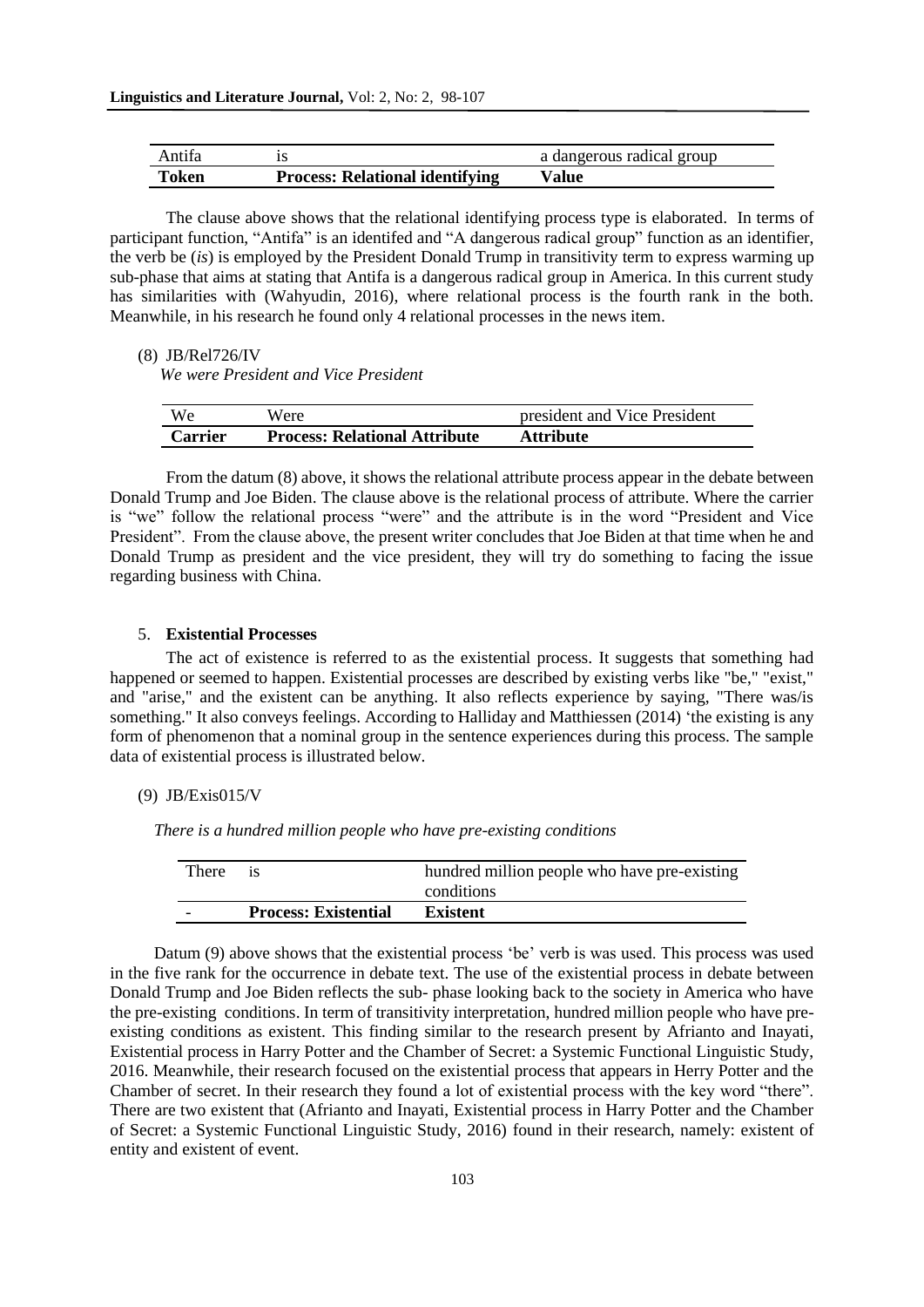| Antifa | is | a dangerous radical group |
| --- | --- | --- |
| **Token** | **Process: Relational identifying** | **Value** |

The clause above shows that the relational identifying process type is elaborated. In terms of participant function, "Antifa" is an identifed and "A dangerous radical group" function as an identifier, the verb be (*is*) is employed by the President Donald Trump in transitivity term to express warming up sub-phase that aims at stating that Antifa is a dangerous radical group in America. In this current study has similarities with (Wahyudin, 2016), where relational process is the fourth rank in the both. Meanwhile, in his research he found only 4 relational processes in the news item.

(8) JB/Rel726/IV

*We were President and Vice President*

| We | Were | president and Vice President |
| --- | --- | --- |
| **Carrier** | **Process: Relational Attribute** | **Attribute** |

From the datum (8) above, it shows the relational attribute process appear in the debate between Donald Trump and Joe Biden. The clause above is the relational process of attribute. Where the carrier is "we" follow the relational process "were" and the attribute is in the word "President and Vice President". From the clause above, the present writer concludes that Joe Biden at that time when he and Donald Trump as president and the vice president, they will try do something to facing the issue regarding business with China.

5. **Existential Processes**

The act of existence is referred to as the existential process. It suggests that something had happened or seemed to happen. Existential processes are described by existing verbs like "be," "exist," and "arise," and the existent can be anything. It also reflects experience by saying, "There was/is something." It also conveys feelings. According to Halliday and Matthiessen (2014) 'the existing is any form of phenomenon that a nominal group in the sentence experiences during this process. The sample data of existential process is illustrated below.

(9) JB/Exis015/V

*There is a hundred million people who have pre-existing conditions*

| There | is | hundred million people who have pre-existing conditions |
| --- | --- | --- |
| - | **Process: Existential** | **Existent** |

Datum (9) above shows that the existential process 'be' verb is was used. This process was used in the five rank for the occurrence in debate text. The use of the existential process in debate between Donald Trump and Joe Biden reflects the sub- phase looking back to the society in America who have the pre-existing conditions. In term of transitivity interpretation, hundred million people who have pre-existing conditions as existent. This finding similar to the research present by Afrianto and Inayati, Existential process in Harry Potter and the Chamber of Secret: a Systemic Functional Linguistic Study, 2016. Meanwhile, their research focused on the existential process that appears in Herry Potter and the Chamber of secret. In their research they found a lot of existential process with the key word "there". There are two existent that (Afrianto and Inayati, Existential process in Harry Potter and the Chamber of Secret: a Systemic Functional Linguistic Study, 2016) found in their research, namely: existent of entity and existent of event.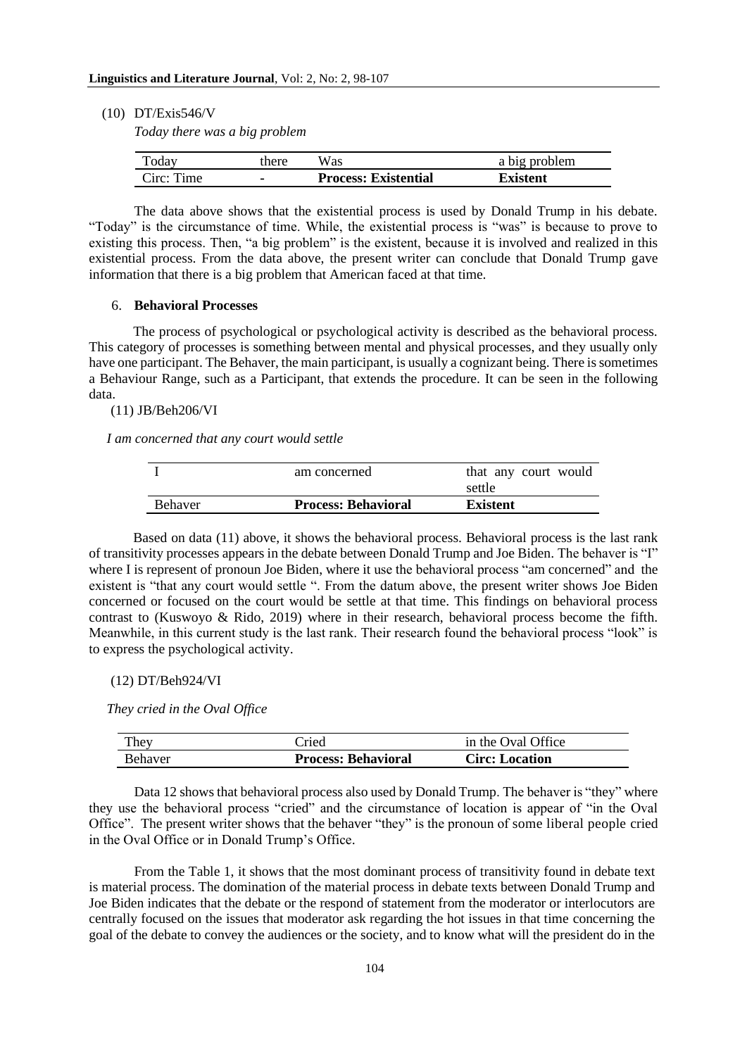(10) DT/Exis546/V

*Today there was a big problem*

| Today | there | Was | a big problem |
|---|---|---|---|
| Circ: Time | - | **Process: Existential** | **Existent** |

The data above shows that the existential process is used by Donald Trump in his debate. "Today" is the circumstance of time. While, the existential process is "was" is because to prove to existing this process. Then, "a big problem" is the existent, because it is involved and realized in this existential process. From the data above, the present writer can conclude that Donald Trump gave information that there is a big problem that American faced at that time.

### 6. **Behavioral Processes**

The process of psychological or psychological activity is described as the behavioral process. This category of processes is something between mental and physical processes, and they usually only have one participant. The Behaver, the main participant, is usually a cognizant being. There is sometimes a Behaviour Range, such as a Participant, that extends the procedure. It can be seen in the following data.

(11) JB/Beh206/VI

*I am concerned that any court would settle*

| I | am concerned | that any court would settle |
|---|---|---|
| Behaver | **Process: Behavioral** | **Existent** |

Based on data (11) above, it shows the behavioral process. Behavioral process is the last rank of transitivity processes appears in the debate between Donald Trump and Joe Biden. The behaver is "I" where I is represent of pronoun Joe Biden, where it use the behavioral process "am concerned" and the existent is "that any court would settle ". From the datum above, the present writer shows Joe Biden concerned or focused on the court would be settle at that time. This findings on behavioral process contrast to (Kuswoyo & Rido, 2019) where in their research, behavioral process become the fifth. Meanwhile, in this current study is the last rank. Their research found the behavioral process "look" is to express the psychological activity.

(12) DT/Beh924/VI

*They cried in the Oval Office*

| They | Cried | in the Oval Office |
|---|---|---|
| Behaver | **Process: Behavioral** | **Circ: Location** |

Data 12 shows that behavioral process also used by Donald Trump. The behaver is "they" where they use the behavioral process "cried" and the circumstance of location is appear of "in the Oval Office". The present writer shows that the behaver "they" is the pronoun of some liberal people cried in the Oval Office or in Donald Trump's Office.

From the Table 1, it shows that the most dominant process of transitivity found in debate text is material process. The domination of the material process in debate texts between Donald Trump and Joe Biden indicates that the debate or the respond of statement from the moderator or interlocutors are centrally focused on the issues that moderator ask regarding the hot issues in that time concerning the goal of the debate to convey the audiences or the society, and to know what will the president do in the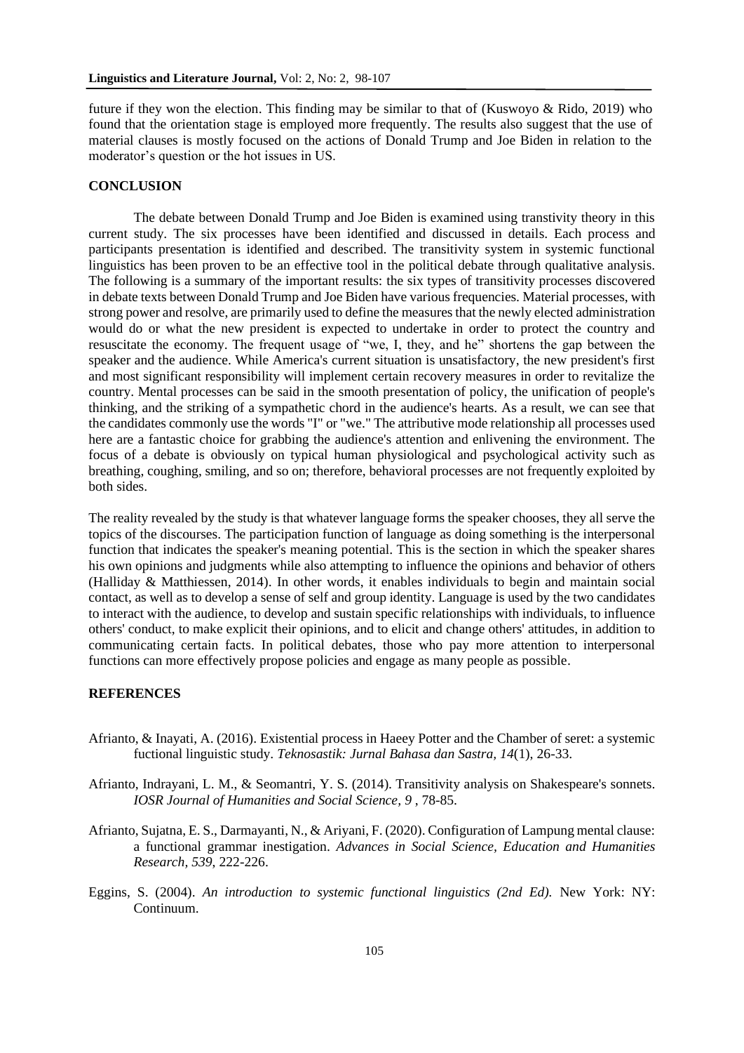future if they won the election. This finding may be similar to that of (Kuswoyo & Rido, 2019) who found that the orientation stage is employed more frequently. The results also suggest that the use of material clauses is mostly focused on the actions of Donald Trump and Joe Biden in relation to the moderator's question or the hot issues in US.

## CONCLUSION

The debate between Donald Trump and Joe Biden is examined using transtivity theory in this current study. The six processes have been identified and discussed in details. Each process and participants presentation is identified and described. The transitivity system in systemic functional linguistics has been proven to be an effective tool in the political debate through qualitative analysis. The following is a summary of the important results: the six types of transitivity processes discovered in debate texts between Donald Trump and Joe Biden have various frequencies. Material processes, with strong power and resolve, are primarily used to define the measures that the newly elected administration would do or what the new president is expected to undertake in order to protect the country and resuscitate the economy. The frequent usage of "we, I, they, and he" shortens the gap between the speaker and the audience. While America's current situation is unsatisfactory, the new president's first and most significant responsibility will implement certain recovery measures in order to revitalize the country. Mental processes can be said in the smooth presentation of policy, the unification of people's thinking, and the striking of a sympathetic chord in the audience's hearts. As a result, we can see that the candidates commonly use the words "I" or "we." The attributive mode relationship all processes used here are a fantastic choice for grabbing the audience's attention and enlivening the environment. The focus of a debate is obviously on typical human physiological and psychological activity such as breathing, coughing, smiling, and so on; therefore, behavioral processes are not frequently exploited by both sides.

The reality revealed by the study is that whatever language forms the speaker chooses, they all serve the topics of the discourses. The participation function of language as doing something is the interpersonal function that indicates the speaker's meaning potential. This is the section in which the speaker shares his own opinions and judgments while also attempting to influence the opinions and behavior of others (Halliday & Matthiessen, 2014). In other words, it enables individuals to begin and maintain social contact, as well as to develop a sense of self and group identity. Language is used by the two candidates to interact with the audience, to develop and sustain specific relationships with individuals, to influence others' conduct, to make explicit their opinions, and to elicit and change others' attitudes, in addition to communicating certain facts. In political debates, those who pay more attention to interpersonal functions can more effectively propose policies and engage as many people as possible.

## REFERENCES

Afrianto, & Inayati, A. (2016). Existential process in Haeey Potter and the Chamber of seret: a systemic fuctional linguistic study. *Teknosastik: Jurnal Bahasa dan Sastra, 14*(1), 26-33.

Afrianto, Indrayani, L. M., & Seomantri, Y. S. (2014). Transitivity analysis on Shakespeare's sonnets. *IOSR Journal of Humanities and Social Science, 9* , 78-85.

Afrianto, Sujatna, E. S., Darmayanti, N., & Ariyani, F. (2020). Configuration of Lampung mental clause: a functional grammar inestigation. *Advances in Social Science, Education and Humanities Research, 539*, 222-226.

Eggins, S. (2004). *An introduction to systemic functional linguistics (2nd Ed).* New York: NY: Continuum.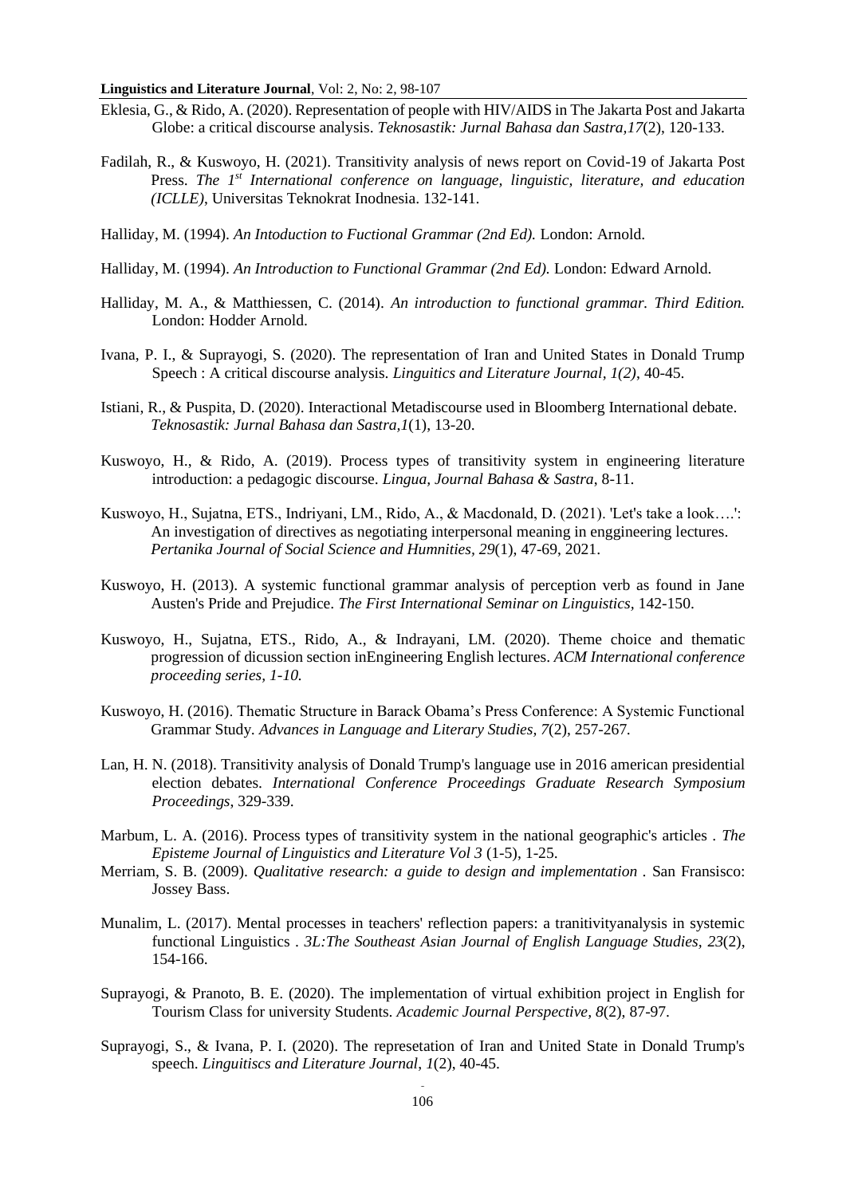Eklesia, G., & Rido, A. (2020). Representation of people with HIV/AIDS in The Jakarta Post and Jakarta Globe: a critical discourse analysis. *Teknosastik: Jurnal Bahasa dan Sastra,17*(2), 120-133.

Fadilah, R., & Kuswoyo, H. (2021). Transitivity analysis of news report on Covid-19 of Jakarta Post Press. *The 1st International conference on language, linguistic, literature, and education (ICLLE)*, Universitas Teknokrat Inodnesia. 132-141.

Halliday, M. (1994). *An Intoduction to Fuctional Grammar (2nd Ed).* London: Arnold.

Halliday, M. (1994). *An Introduction to Functional Grammar (2nd Ed).* London: Edward Arnold.

Halliday, M. A., & Matthiessen, C. (2014). *An introduction to functional grammar. Third Edition.* London: Hodder Arnold.

Ivana, P. I., & Suprayogi, S. (2020). The representation of Iran and United States in Donald Trump Speech : A critical discourse analysis. *Linguitics and Literature Journal, 1(2)*, 40-45.

Istiani, R., & Puspita, D. (2020). Interactional Metadiscourse used in Bloomberg International debate. *Teknosastik: Jurnal Bahasa dan Sastra,1*(1), 13-20.

Kuswoyo, H., & Rido, A. (2019). Process types of transitivity system in engineering literature introduction: a pedagogic discourse. *Lingua, Journal Bahasa & Sastra*, 8-11.

Kuswoyo, H., Sujatna, ETS., Indriyani, LM., Rido, A., & Macdonald, D. (2021). 'Let's take a look….': An investigation of directives as negotiating interpersonal meaning in enggineering lectures. *Pertanika Journal of Social Science and Humnities, 29*(1), 47-69, 2021.

Kuswoyo, H. (2013). A systemic functional grammar analysis of perception verb as found in Jane Austen's Pride and Prejudice. *The First International Seminar on Linguistics*, 142-150.

Kuswoyo, H., Sujatna, ETS., Rido, A., & Indrayani, LM. (2020). Theme choice and thematic progression of dicussion section inEngineering English lectures. *ACM International conference proceeding series, 1-10.*

Kuswoyo, H. (2016). Thematic Structure in Barack Obama's Press Conference: A Systemic Functional Grammar Study. *Advances in Language and Literary Studies, 7*(2), 257-267.

Lan, H. N. (2018). Transitivity analysis of Donald Trump's language use in 2016 american presidential election debates. *International Conference Proceedings Graduate Research Symposium Proceedings*, 329-339.

Marbum, L. A. (2016). Process types of transitivity system in the national geographic's articles . *The Episteme Journal of Linguistics and Literature Vol 3* (1-5), 1-25.

Merriam, S. B. (2009). *Qualitative research: a guide to design and implementation* . San Fransisco: Jossey Bass.

Munalim, L. (2017). Mental processes in teachers' reflection papers: a tranitivityanalysis in systemic functional Linguistics . *3L:The Southeast Asian Journal of English Language Studies, 23*(2), 154-166.

Suprayogi, & Pranoto, B. E. (2020). The implementation of virtual exhibition project in English for Tourism Class for university Students. *Academic Journal Perspective*, *8*(2), 87-97.

Suprayogi, S., & Ivana, P. I. (2020). The represetation of Iran and United State in Donald Trump's speech. *Linguitiscs and Literature Journal*, *1*(2), 40-45.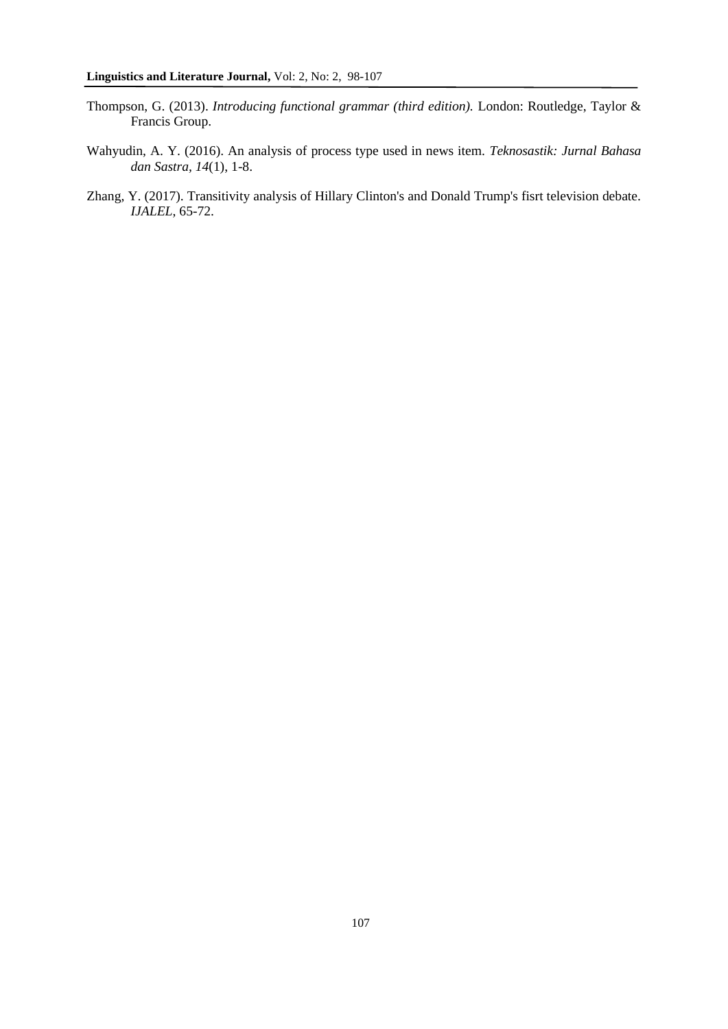Thompson, G. (2013). *Introducing functional grammar (third edition).* London: Routledge, Taylor & Francis Group.

Wahyudin, A. Y. (2016). An analysis of process type used in news item. *Teknosastik: Jurnal Bahasa dan Sastra, 14*(1), 1-8.

Zhang, Y. (2017). Transitivity analysis of Hillary Clinton's and Donald Trump's fisrt television debate. *IJALEL*, 65-72.